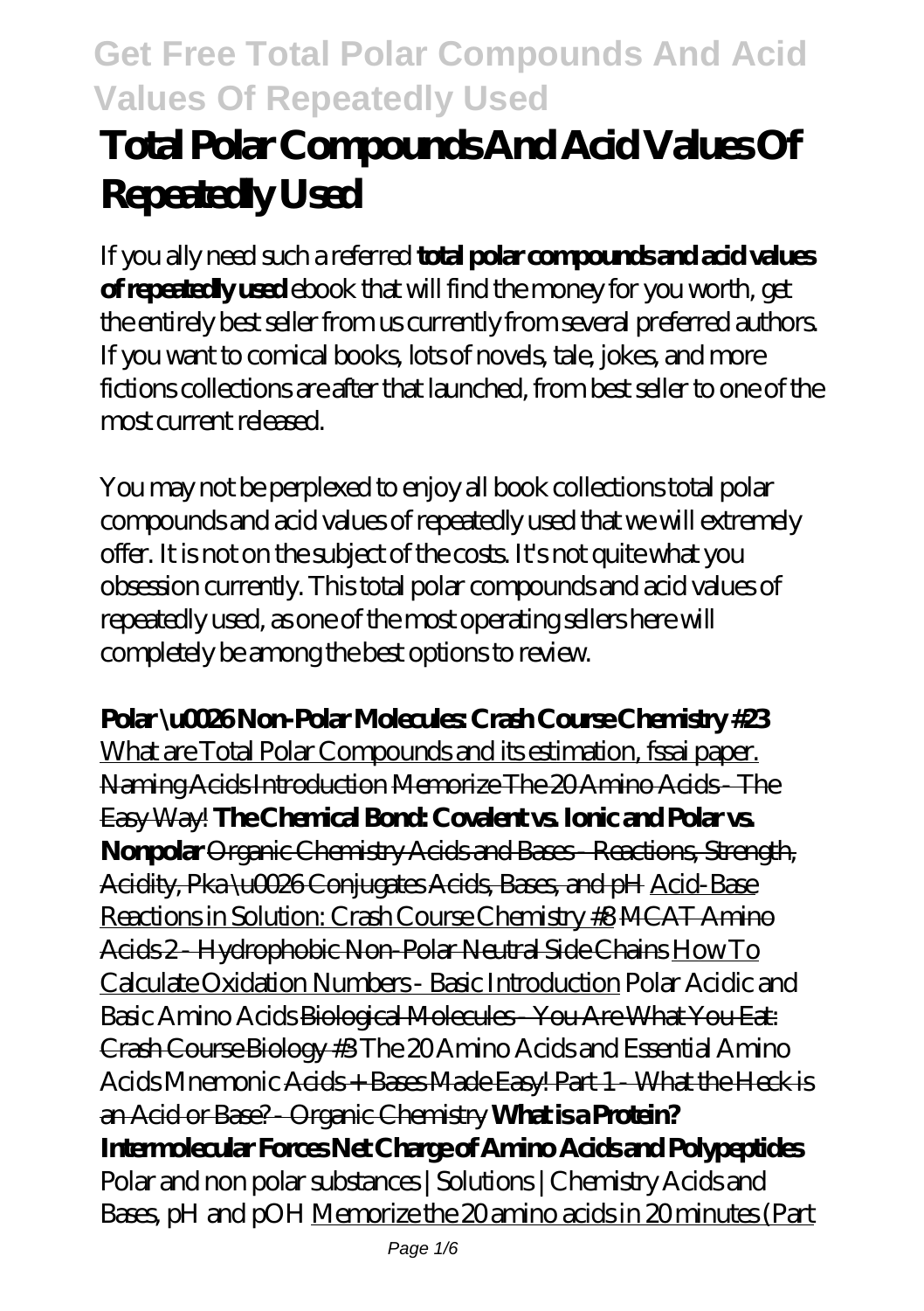# Total Polar Compounds And Acid Values Of Repeatedly Used

If you ally need such a referred **total polar compounds and acid values of repeatedly used** ebook that will find the money for you worth, get the entirely best seller from us currently from several preferred authors. If you want to comical books, lots of novels, tale, jokes, and more fictions collections are after that launched, from best seller to one of the most current released.

You may not be perplexed to enjoy all book collections total polar compounds and acid values of repeatedly used that we will extremely offer. It is not on the subject of the costs. It's not quite what you obsession currently. This total polar compounds and acid values of repeatedly used, as one of the most operating sellers here will completely be among the best options to review.

**Polar \u0026 Non-Polar Molecules: Crash Course Chemistry #23** What are Total Polar Compounds and its estimation, fssai paper. Naming Acids Introduction Memorize The 20 Amino Acids - The Easy Way! **The Chemical Bond: Covalent vs. Ionic and Polar vs. Nonpolar** Organic Chemistry Acids and Bases - Reactions, Strength, Acidity, Pka \u0026 Conjugates Acids, Bases, and pH Acid-Base Reactions in Solution: Crash Course Chemistry #8 MCAT Amino Acids 2 - Hydrophobic Non-Polar Neutral Side Chains How To Calculate Oxidation Numbers - Basic Introduction *Polar Acidic and Basic Amino Acids* Biological Molecules - You Are What You Eat: Crash Course Biology #3 *The 20 Amino Acids and Essential Amino Acids Mnemonic* Acids + Bases Made Easy! Part 1 - What the Heck is an Acid or Base? - Organic Chemistry **What is a Protein? Intermolecular Forces Net Charge of Amino Acids and Polypeptides** *Polar and non polar substances | Solutions | Chemistry Acids and Bases, pH and pOH* Memorize the 20 amino acids in 20 minutes (Part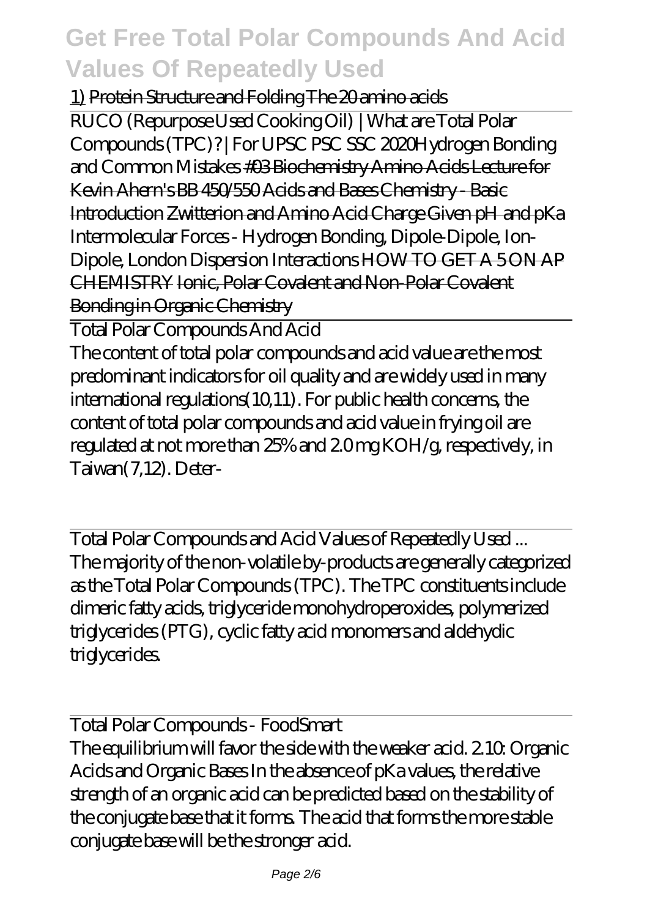1) ~~Protein Structure and Folding The 20 amino acids~~

RUCO (Repurpose Used Cooking Oil) | What are Total Polar Compounds (TPC)? | For UPSC PSC SSC 2020 *Hydrogen Bonding and Common Mistakes* ~~#03 Biochemistry Amino Acids Lecture for Kevin Ahern's BB 450/550~~ ~~Acids and Bases Chemistry - Basic Introduction~~ ~~Zwitterion and Amino Acid Charge Given pH and pKa~~ *Intermolecular Forces - Hydrogen Bonding, Dipole-Dipole, Ion-Dipole, London Dispersion Interactions* ~~HOW TO GET A 5 ON AP CHEMISTRY~~ ~~Ionic, Polar Covalent and Non-Polar Covalent Bonding in Organic Chemistry~~

## Total Polar Compounds And Acid

The content of total polar compounds and acid value are the most predominant indicators for oil quality and are widely used in many international regulations(10,11). For public health concerns, the content of total polar compounds and acid value in frying oil are regulated at not more than 25% and 2.0 mg KOH/g, respectively, in Taiwan(7,12). Deter-

## Total Polar Compounds and Acid Values of Repeatedly Used ...

The majority of the non-volatile by-products are generally categorized as the Total Polar Compounds (TPC). The TPC constituents include dimeric fatty acids, triglyceride monohydroperoxides, polymerized triglycerides (PTG), cyclic fatty acid monomers and aldehydic triglycerides.

## Total Polar Compounds - FoodSmart

The equilibrium will favor the side with the weaker acid. 2.10: Organic Acids and Organic Bases In the absence of pKa values, the relative strength of an organic acid can be predicted based on the stability of the conjugate base that it forms. The acid that forms the more stable conjugate base will be the stronger acid.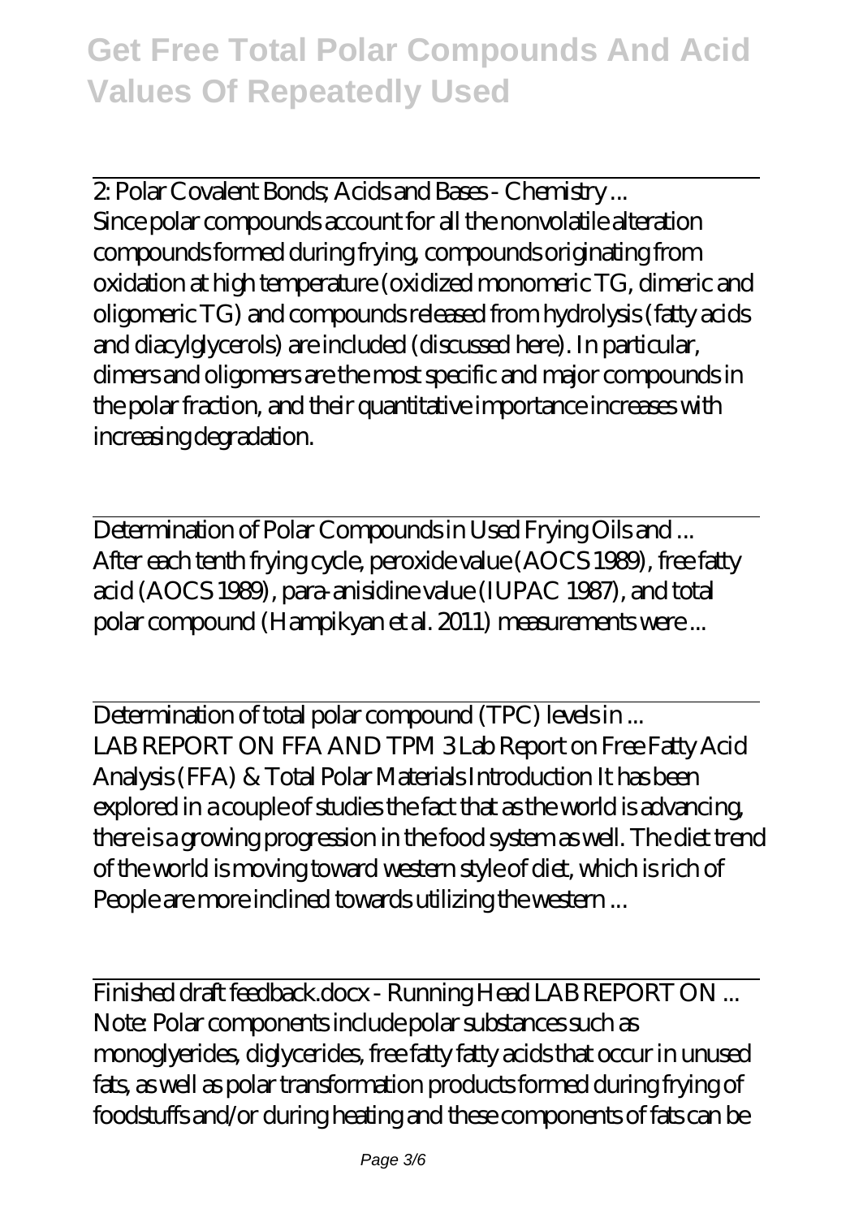2: Polar Covalent Bonds; Acids and Bases - Chemistry ...

Since polar compounds account for all the nonvolatile alteration compounds formed during frying, compounds originating from oxidation at high temperature (oxidized monomeric TG, dimeric and oligomeric TG) and compounds released from hydrolysis (fatty acids and diacylglycerols) are included (discussed here). In particular, dimers and oligomers are the most specific and major compounds in the polar fraction, and their quantitative importance increases with increasing degradation.

Determination of Polar Compounds in Used Frying Oils and ...

After each tenth frying cycle, peroxide value (AOCS 1989), free fatty acid (AOCS 1989), para-anisidine value (IUPAC 1987), and total polar compound (Hampikyan et al. 2011) measurements were ...

Determination of total polar compound (TPC) levels in ...

LAB REPORT ON FFA AND TPM 3 Lab Report on Free Fatty Acid Analysis (FFA) & Total Polar Materials Introduction It has been explored in a couple of studies the fact that as the world is advancing, there is a growing progression in the food system as well. The diet trend of the world is moving toward western style of diet, which is rich of People are more inclined towards utilizing the western ...

Finished draft feedback.docx - Running Head LAB REPORT ON ...

Note: Polar components include polar substances such as monoglyerides, diglycerides, free fatty fatty acids that occur in unused fats, as well as polar transformation products formed during frying of foodstuffs and/or during heating and these components of fats can be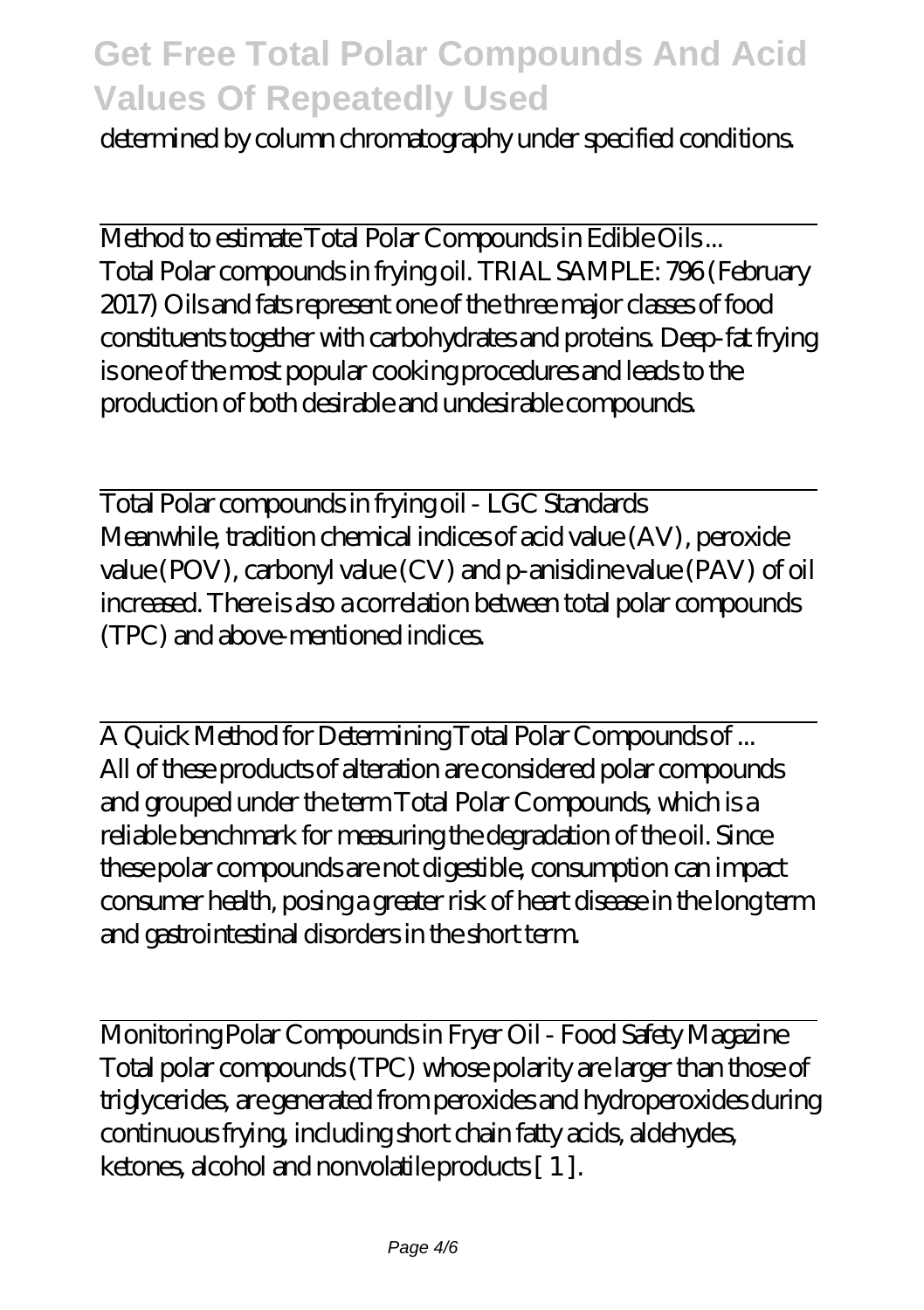determined by column chromatography under specified conditions.

Method to estimate Total Polar Compounds in Edible Oils ...
Total Polar compounds in frying oil. TRIAL SAMPLE: 796 (February 2017) Oils and fats represent one of the three major classes of food constituents together with carbohydrates and proteins. Deep-fat frying is one of the most popular cooking procedures and leads to the production of both desirable and undesirable compounds.

Total Polar compounds in frying oil - LGC Standards
Meanwhile, tradition chemical indices of acid value (AV), peroxide value (POV), carbonyl value (CV) and p-anisidine value (PAV) of oil increased. There is also a correlation between total polar compounds (TPC) and above-mentioned indices.

A Quick Method for Determining Total Polar Compounds of ...
All of these products of alteration are considered polar compounds and grouped under the term Total Polar Compounds, which is a reliable benchmark for measuring the degradation of the oil. Since these polar compounds are not digestible, consumption can impact consumer health, posing a greater risk of heart disease in the long term and gastrointestinal disorders in the short term.

Monitoring Polar Compounds in Fryer Oil - Food Safety Magazine
Total polar compounds (TPC) whose polarity are larger than those of triglycerides, are generated from peroxides and hydroperoxides during continuous frying, including short chain fatty acids, aldehydes, ketones, alcohol and nonvolatile products [ 1 ].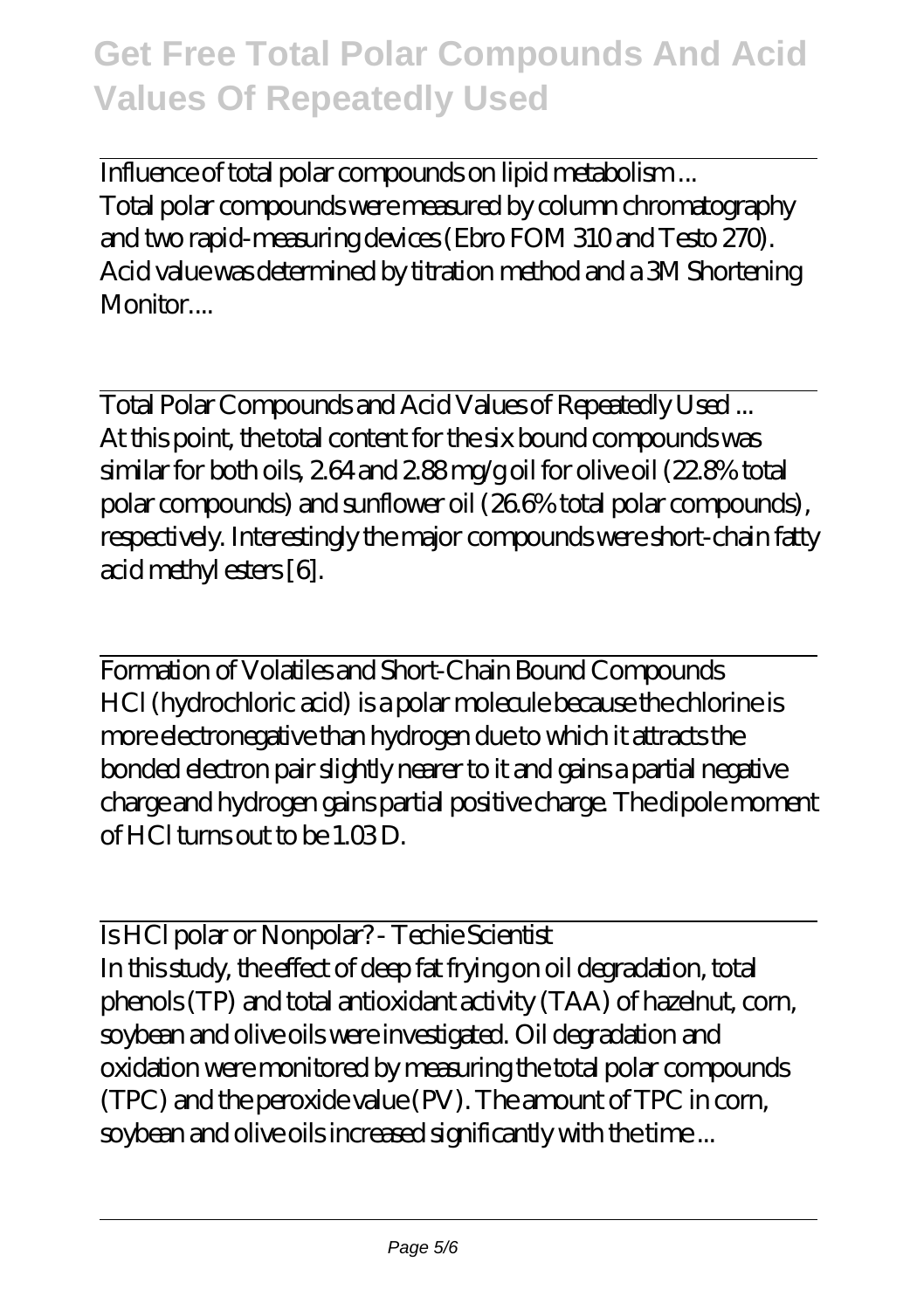Influence of total polar compounds on lipid metabolism ...
Total polar compounds were measured by column chromatography and two rapid-measuring devices (Ebro FOM 310 and Testo 270). Acid value was determined by titration method and a 3M Shortening Monitor....

Total Polar Compounds and Acid Values of Repeatedly Used ...
At this point, the total content for the six bound compounds was similar for both oils, 2.64 and 2.88 mg/g oil for olive oil (22.8% total polar compounds) and sunflower oil (26.6% total polar compounds), respectively. Interestingly the major compounds were short-chain fatty acid methyl esters [6].

Formation of Volatiles and Short-Chain Bound Compounds
HCl (hydrochloric acid) is a polar molecule because the chlorine is more electronegative than hydrogen due to which it attracts the bonded electron pair slightly nearer to it and gains a partial negative charge and hydrogen gains partial positive charge. The dipole moment of HCl turns out to be 1.03 D.

Is HCl polar or Nonpolar? - Techie Scientist
In this study, the effect of deep fat frying on oil degradation, total phenols (TP) and total antioxidant activity (TAA) of hazelnut, corn, soybean and olive oils were investigated. Oil degradation and oxidation were monitored by measuring the total polar compounds (TPC) and the peroxide value (PV). The amount of TPC in corn, soybean and olive oils increased significantly with the time ...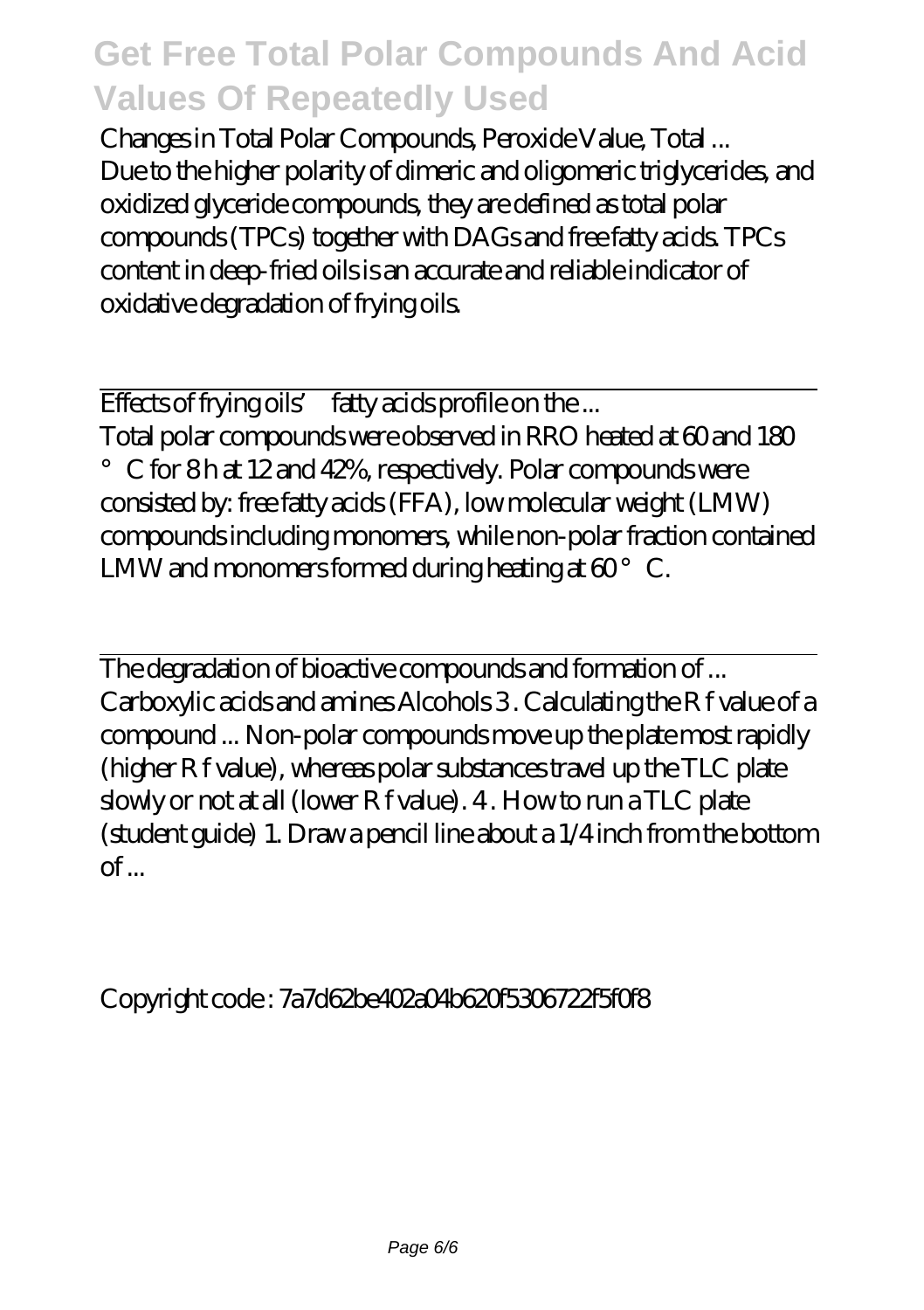Changes in Total Polar Compounds, Peroxide Value, Total ...
Due to the higher polarity of dimeric and oligomeric triglycerides, and oxidized glyceride compounds, they are defined as total polar compounds (TPCs) together with DAGs and free fatty acids. TPCs content in deep-fried oils is an accurate and reliable indicator of oxidative degradation of frying oils.

---

Effects of frying oils' fatty acids profile on the ...
Total polar compounds were observed in RRO heated at 60 and 180 °C for 8 h at 12 and 42%, respectively. Polar compounds were consisted by: free fatty acids (FFA), low molecular weight (LMW) compounds including monomers, while non-polar fraction contained LMW and monomers formed during heating at 60 °C.

---

The degradation of bioactive compounds and formation of ...
Carboxylic acids and amines Alcohols 3 . Calculating the R f value of a compound ... Non-polar compounds move up the plate most rapidly (higher R f value), whereas polar substances travel up the TLC plate slowly or not at all (lower R f value). 4 . How to run a TLC plate (student guide) 1. Draw a pencil line about a 1/4 inch from the bottom of ...

Copyright code : 7a7d62be402a04b620f5306722f5f0f8